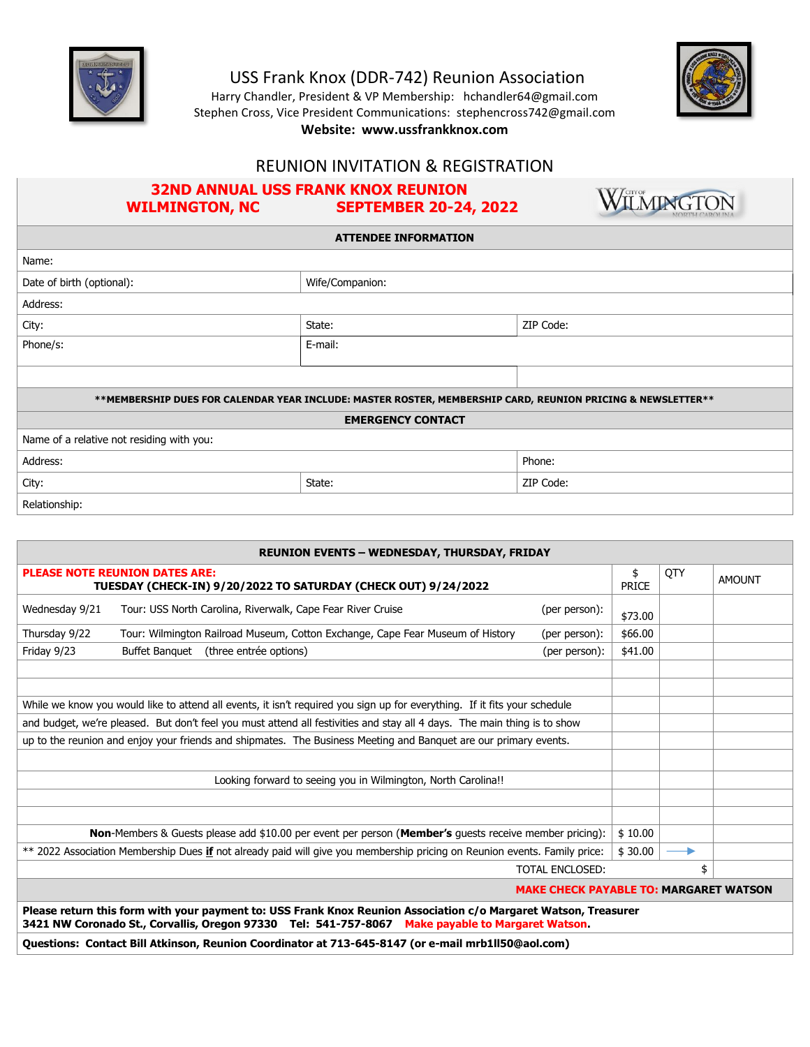# USS Frank Knox (DDR-742) Reunion Association

Harry Chandler, President & VP Membership: hchandler64@gmail.com
Stephen Cross, Vice President Communications: stephencross742@gmail.com
**Website: www.ussfrankknox.com**

## REUNION INVITATION & REGISTRATION

### 32ND ANNUAL USS FRANK KNOX REUNION
### WILMINGTON, NC SEPTEMBER 20-24, 2022

| ATTENDEE INFORMATION | | |
|---|---|---|
| Name: | | |
| Date of birth (optional): | Wife/Companion: | |
| Address: | | |
| City: | State: | ZIP Code: |
| Phone/s: | E-mail: | |
| | | |

**\*\*MEMBERSHIP DUES FOR CALENDAR YEAR INCLUDE: MASTER ROSTER, MEMBERSHIP CARD, REUNION PRICING & NEWSLETTER\*\***

| EMERGENCY CONTACT | | |
|---|---|---|
| Name of a relative not residing with you: | | |
| Address: | | Phone: |
| City: | State: | ZIP Code: |
| Relationship: | | |

| REUNION EVENTS – WEDNESDAY, THURSDAY, FRIDAY | $ PRICE | QTY | AMOUNT |
|---|---|---|---|
| **PLEASE NOTE REUNION DATES ARE: TUESDAY (CHECK-IN) 9/20/2022 TO SATURDAY (CHECK OUT) 9/24/2022** | | | |
| Wednesday 9/21 Tour: USS North Carolina, Riverwalk, Cape Fear River Cruise (per person): | $73.00 | | |
| Thursday 9/22 Tour: Wilmington Railroad Museum, Cotton Exchange, Cape Fear Museum of History (per person): | $66.00 | | |
| Friday 9/23 Buffet Banquet (three entrée options) (per person): | $41.00 | | |
| | | | |
| | | | |
| While we know you would like to attend all events, it isn't required you sign up for everything. If it fits your schedule | | | |
| and budget, we're pleased. But don't feel you must attend all festivities and stay all 4 days. The main thing is to show | | | |
| up to the reunion and enjoy your friends and shipmates. The Business Meeting and Banquet are our primary events. | | | |
| | | | |
| Looking forward to seeing you in Wilmington, North Carolina!! | | | |
| | | | |
| | | | |
| **Non**-Members & Guests please add $10.00 per event per person (**Member's** guests receive member pricing): | $ 10.00 | | |
| ** 2022 Association Membership Dues **if** not already paid will give you membership pricing on Reunion events. Family price: | $ 30.00 | → | |
| TOTAL ENCLOSED: | | $ | |

**MAKE CHECK PAYABLE TO: MARGARET WATSON**

**Please return this form with your payment to: USS Frank Knox Reunion Association c/o Margaret Watson, Treasurer 3421 NW Coronado St., Corvallis, Oregon 97330 Tel: 541-757-8067 Make payable to Margaret Watson.**

**Questions: Contact Bill Atkinson, Reunion Coordinator at 713-645-8147 (or e-mail mrb1ll50@aol.com)**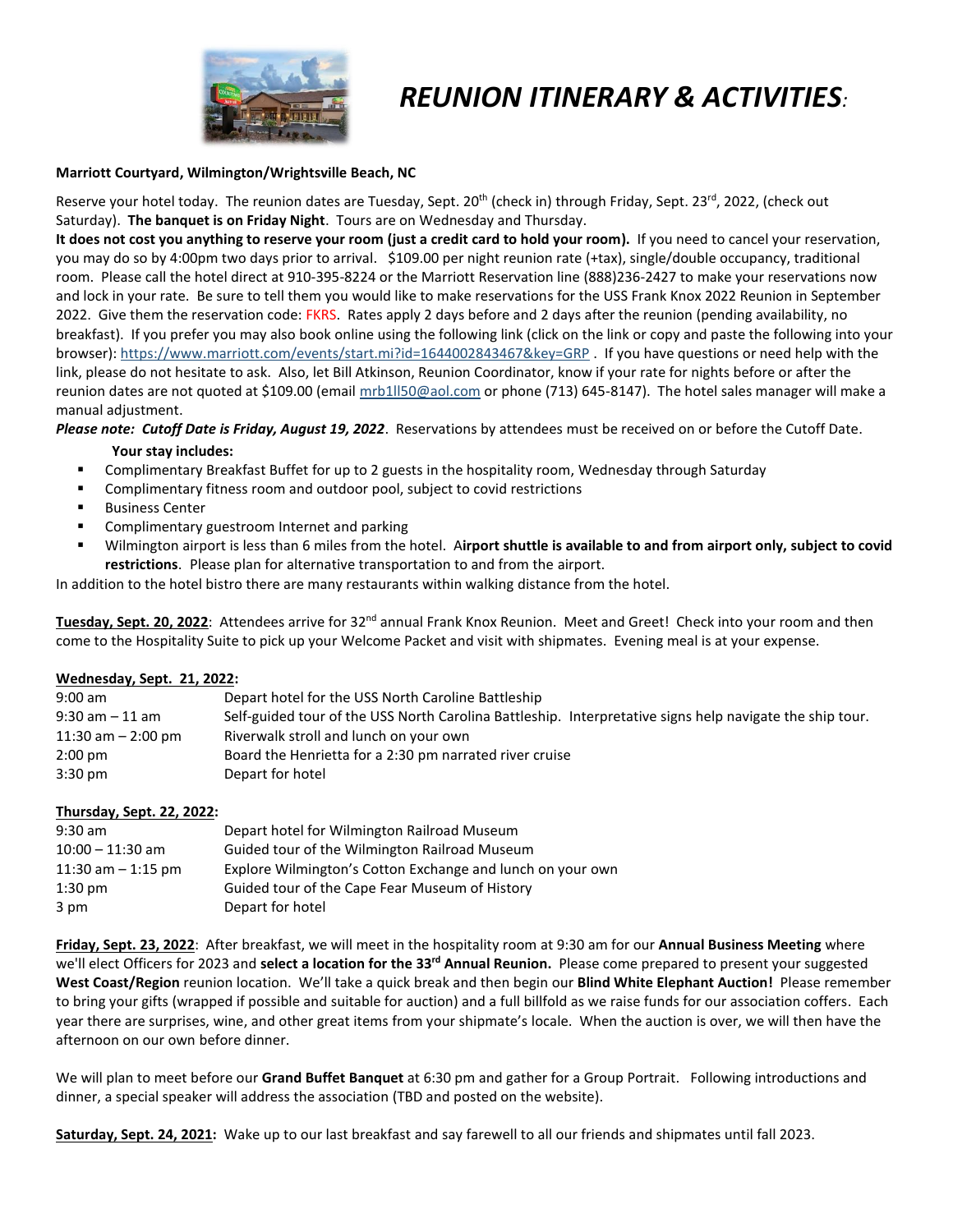# *REUNION ITINERARY & ACTIVITIES:*

**Marriott Courtyard, Wilmington/Wrightsville Beach, NC**

Reserve your hotel today. The reunion dates are Tuesday, Sept. 20th (check in) through Friday, Sept. 23rd, 2022, (check out Saturday). **The banquet is on Friday Night**. Tours are on Wednesday and Thursday.

**It does not cost you anything to reserve your room (just a credit card to hold your room).** If you need to cancel your reservation, you may do so by 4:00pm two days prior to arrival. $109.00 per night reunion rate (+tax), single/double occupancy, traditional room. Please call the hotel direct at 910-395-8224 or the Marriott Reservation line (888)236-2427 to make your reservations now and lock in your rate. Be sure to tell them you would like to make reservations for the USS Frank Knox 2022 Reunion in September 2022. Give them the reservation code: FKRS. Rates apply 2 days before and 2 days after the reunion (pending availability, no breakfast). If you prefer you may also book online using the following link (click on the link or copy and paste the following into your browser): https://www.marriott.com/events/start.mi?id=1644002843467&key=GRP . If you have questions or need help with the link, please do not hesitate to ask. Also, let Bill Atkinson, Reunion Coordinator, know if your rate for nights before or after the reunion dates are not quoted at $109.00 (email mrb1ll50@aol.com or phone (713) 645-8147). The hotel sales manager will make a manual adjustment.

***Please note: Cutoff Date is Friday, August 19, 2022***. Reservations by attendees must be received on or before the Cutoff Date.

**Your stay includes:**

- Complimentary Breakfast Buffet for up to 2 guests in the hospitality room, Wednesday through Saturday
- Complimentary fitness room and outdoor pool, subject to covid restrictions
- Business Center
- Complimentary guestroom Internet and parking
- Wilmington airport is less than 6 miles from the hotel. A**irport shuttle is available to and from airport only, subject to covid restrictions**. Please plan for alternative transportation to and from the airport.

In addition to the hotel bistro there are many restaurants within walking distance from the hotel.

**Tuesday, Sept. 20, 2022**: Attendees arrive for 32nd annual Frank Knox Reunion. Meet and Greet! Check into your room and then come to the Hospitality Suite to pick up your Welcome Packet and visit with shipmates. Evening meal is at your expense.

**Wednesday, Sept. 21, 2022:**

| | |
|---|---|
| 9:00 am | Depart hotel for the USS North Caroline Battleship |
| 9:30 am – 11 am | Self-guided tour of the USS North Carolina Battleship. Interpretative signs help navigate the ship tour. |
| 11:30 am – 2:00 pm | Riverwalk stroll and lunch on your own |
| 2:00 pm | Board the Henrietta for a 2:30 pm narrated river cruise |
| 3:30 pm | Depart for hotel |

**Thursday, Sept. 22, 2022:**

| | |
|---|---|
| 9:30 am | Depart hotel for Wilmington Railroad Museum |
| 10:00 – 11:30 am | Guided tour of the Wilmington Railroad Museum |
| 11:30 am – 1:15 pm | Explore Wilmington's Cotton Exchange and lunch on your own |
| 1:30 pm | Guided tour of the Cape Fear Museum of History |
| 3 pm | Depart for hotel |

**Friday, Sept. 23, 2022**: After breakfast, we will meet in the hospitality room at 9:30 am for our **Annual Business Meeting** where we'll elect Officers for 2023 and **select a location for the 33rd Annual Reunion.** Please come prepared to present your suggested **West Coast/Region** reunion location. We'll take a quick break and then begin our **Blind White Elephant Auction!** Please remember to bring your gifts (wrapped if possible and suitable for auction) and a full billfold as we raise funds for our association coffers. Each year there are surprises, wine, and other great items from your shipmate's locale. When the auction is over, we will then have the afternoon on our own before dinner.

We will plan to meet before our **Grand Buffet Banquet** at 6:30 pm and gather for a Group Portrait. Following introductions and dinner, a special speaker will address the association (TBD and posted on the website).

**Saturday, Sept. 24, 2021:** Wake up to our last breakfast and say farewell to all our friends and shipmates until fall 2023.